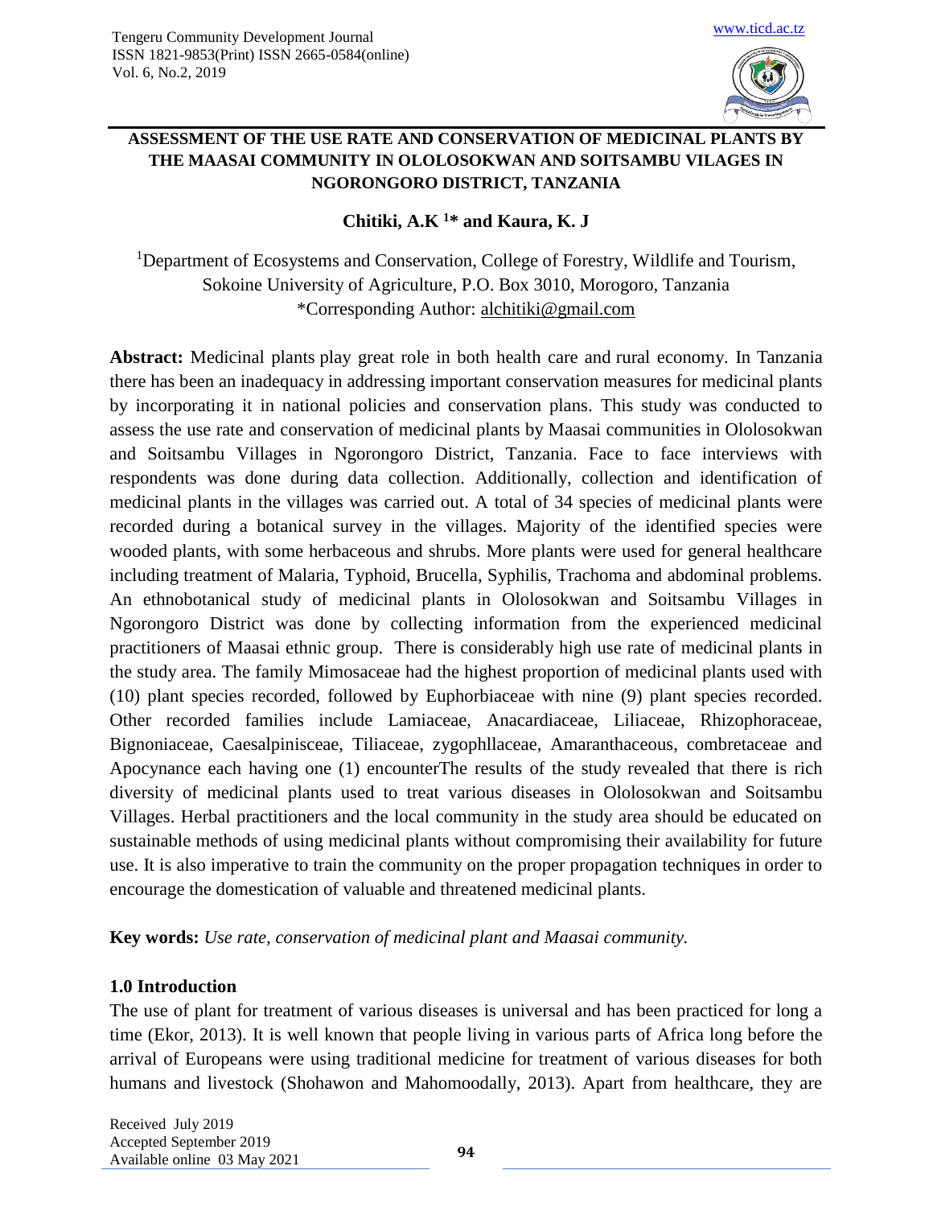# ASSESSMENT OF THE USE RATE AND CONSERVATION OF MEDICINAL PLANTS BY THE MAASAI COMMUNITY IN OLOLOSOKWAN AND SOITSAMBU VILAGES IN NGORONGORO DISTRICT, TANZANIA

**Chitiki, A.K [1]* and Kaura, K. J**

[1]Department of Ecosystems and Conservation, College of Forestry, Wildlife and Tourism, Sokoine University of Agriculture, P.O. Box 3010, Morogoro, Tanzania
*Corresponding Author: alchitiki@gmail.com

**Abstract:** Medicinal plants play great role in both health care and rural economy. In Tanzania there has been an inadequacy in addressing important conservation measures for medicinal plants by incorporating it in national policies and conservation plans. This study was conducted to assess the use rate and conservation of medicinal plants by Maasai communities in Ololosokwan and Soitsambu Villages in Ngorongoro District, Tanzania. Face to face interviews with respondents was done during data collection. Additionally, collection and identification of medicinal plants in the villages was carried out. A total of 34 species of medicinal plants were recorded during a botanical survey in the villages. Majority of the identified species were wooded plants, with some herbaceous and shrubs. More plants were used for general healthcare including treatment of Malaria, Typhoid, Brucella, Syphilis, Trachoma and abdominal problems. An ethnobotanical study of medicinal plants in Ololosokwan and Soitsambu Villages in Ngorongoro District was done by collecting information from the experienced medicinal practitioners of Maasai ethnic group. There is considerably high use rate of medicinal plants in the study area. The family Mimosaceae had the highest proportion of medicinal plants used with (10) plant species recorded, followed by Euphorbiaceae with nine (9) plant species recorded. Other recorded families include Lamiaceae, Anacardiaceae, Liliaceae, Rhizophoraceae, Bignoniaceae, Caesalpinisceae, Tiliaceae, zygophllaceae, Amaranthaceous, combretaceae and Apocynance each having one (1) encounterThe results of the study revealed that there is rich diversity of medicinal plants used to treat various diseases in Ololosokwan and Soitsambu Villages. Herbal practitioners and the local community in the study area should be educated on sustainable methods of using medicinal plants without compromising their availability for future use. It is also imperative to train the community on the proper propagation techniques in order to encourage the domestication of valuable and threatened medicinal plants.

**Key words:** *Use rate, conservation of medicinal plant and Maasai community.*

## 1.0 Introduction

The use of plant for treatment of various diseases is universal and has been practiced for long a time (Ekor, 2013). It is well known that people living in various parts of Africa long before the arrival of Europeans were using traditional medicine for treatment of various diseases for both humans and livestock (Shohawon and Mahomoodally, 2013). Apart from healthcare, they are

Received July 2019
Accepted September 2019
Available online 03 May 2021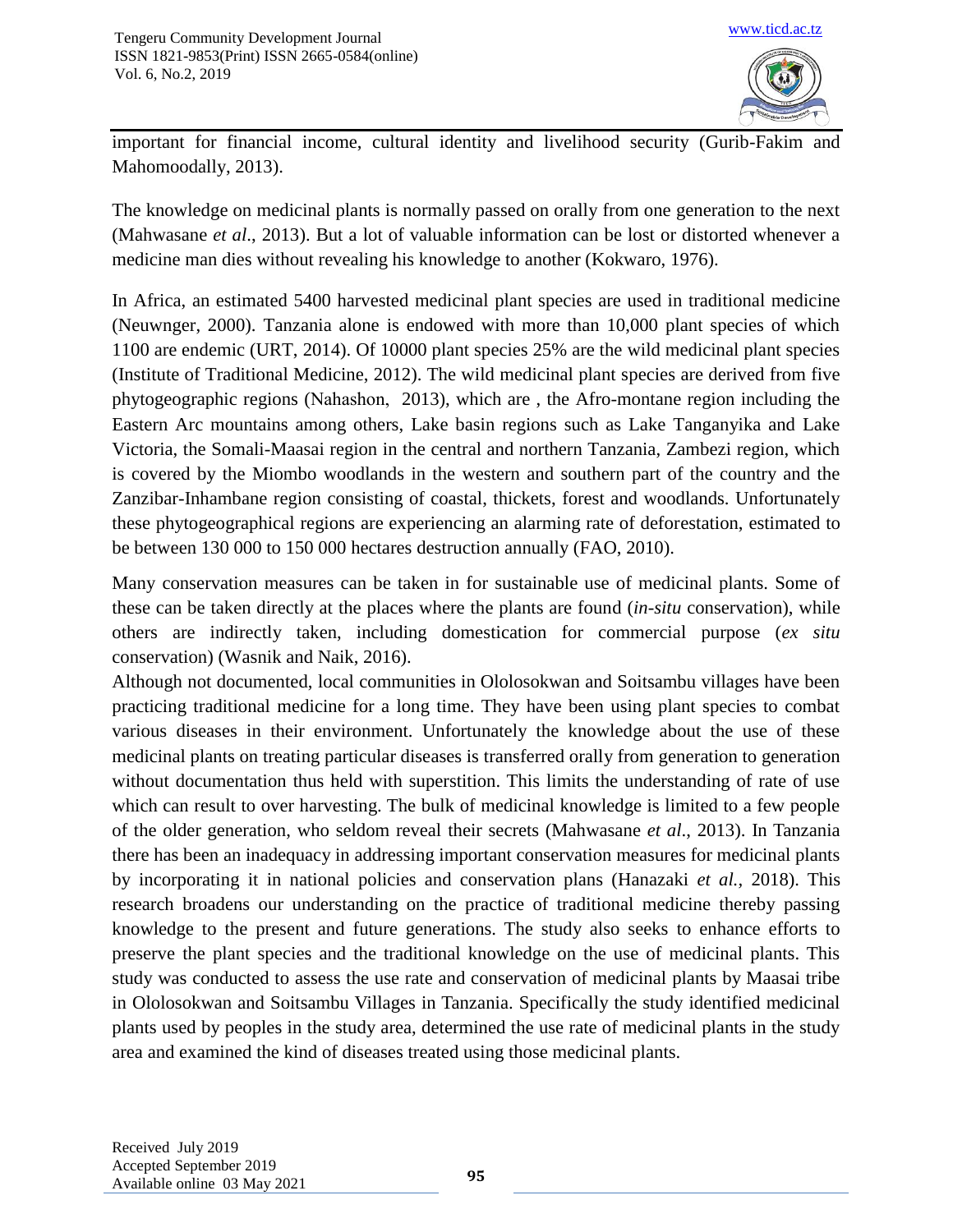important for financial income, cultural identity and livelihood security (Gurib-Fakim and Mahomoodally, 2013).

The knowledge on medicinal plants is normally passed on orally from one generation to the next (Mahwasane *et al*., 2013). But a lot of valuable information can be lost or distorted whenever a medicine man dies without revealing his knowledge to another (Kokwaro, 1976).

In Africa, an estimated 5400 harvested medicinal plant species are used in traditional medicine (Neuwnger, 2000). Tanzania alone is endowed with more than 10,000 plant species of which 1100 are endemic (URT, 2014). Of 10000 plant species 25% are the wild medicinal plant species (Institute of Traditional Medicine, 2012). The wild medicinal plant species are derived from five phytogeographic regions (Nahashon, 2013), which are , the Afro-montane region including the Eastern Arc mountains among others, Lake basin regions such as Lake Tanganyika and Lake Victoria, the Somali-Maasai region in the central and northern Tanzania, Zambezi region, which is covered by the Miombo woodlands in the western and southern part of the country and the Zanzibar-Inhambane region consisting of coastal, thickets, forest and woodlands. Unfortunately these phytogeographical regions are experiencing an alarming rate of deforestation, estimated to be between 130 000 to 150 000 hectares destruction annually (FAO, 2010).

Many conservation measures can be taken in for sustainable use of medicinal plants. Some of these can be taken directly at the places where the plants are found (*in-situ* conservation), while others are indirectly taken, including domestication for commercial purpose (*ex situ* conservation) (Wasnik and Naik, 2016).

Although not documented, local communities in Ololosokwan and Soitsambu villages have been practicing traditional medicine for a long time. They have been using plant species to combat various diseases in their environment. Unfortunately the knowledge about the use of these medicinal plants on treating particular diseases is transferred orally from generation to generation without documentation thus held with superstition. This limits the understanding of rate of use which can result to over harvesting. The bulk of medicinal knowledge is limited to a few people of the older generation, who seldom reveal their secrets (Mahwasane *et al*., 2013). In Tanzania there has been an inadequacy in addressing important conservation measures for medicinal plants by incorporating it in national policies and conservation plans (Hanazaki *et al.*, 2018). This research broadens our understanding on the practice of traditional medicine thereby passing knowledge to the present and future generations. The study also seeks to enhance efforts to preserve the plant species and the traditional knowledge on the use of medicinal plants. This study was conducted to assess the use rate and conservation of medicinal plants by Maasai tribe in Ololosokwan and Soitsambu Villages in Tanzania. Specifically the study identified medicinal plants used by peoples in the study area, determined the use rate of medicinal plants in the study area and examined the kind of diseases treated using those medicinal plants.

Received July 2019
Accepted September 2019
Available online 03 May 2021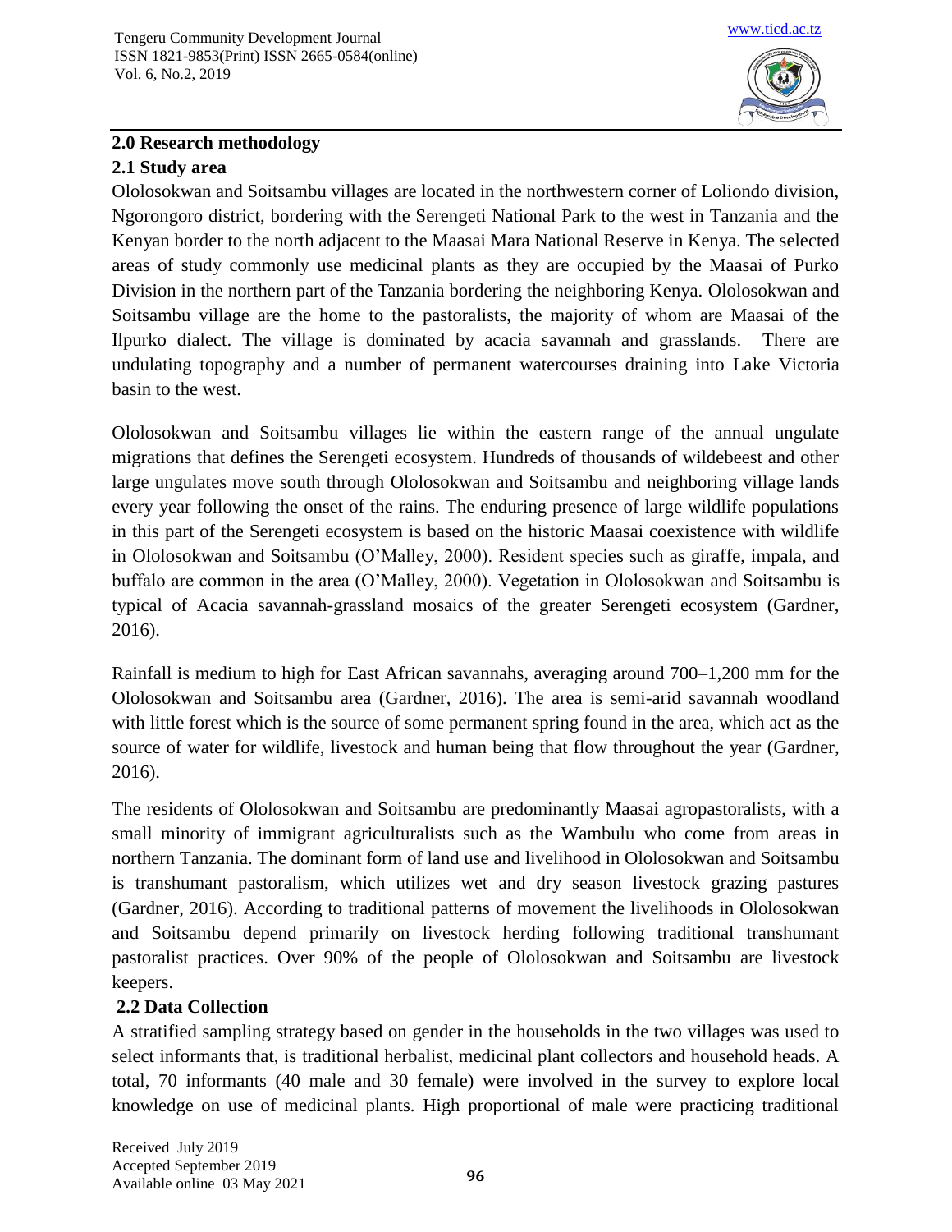## 2.0 Research methodology

### 2.1 Study area

Ololosokwan and Soitsambu villages are located in the northwestern corner of Loliondo division, Ngorongoro district, bordering with the Serengeti National Park to the west in Tanzania and the Kenyan border to the north adjacent to the Maasai Mara National Reserve in Kenya. The selected areas of study commonly use medicinal plants as they are occupied by the Maasai of Purko Division in the northern part of the Tanzania bordering the neighboring Kenya. Ololosokwan and Soitsambu village are the home to the pastoralists, the majority of whom are Maasai of the Ilpurko dialect. The village is dominated by acacia savannah and grasslands. There are undulating topography and a number of permanent watercourses draining into Lake Victoria basin to the west.

Ololosokwan and Soitsambu villages lie within the eastern range of the annual ungulate migrations that defines the Serengeti ecosystem. Hundreds of thousands of wildebeest and other large ungulates move south through Ololosokwan and Soitsambu and neighboring village lands every year following the onset of the rains. The enduring presence of large wildlife populations in this part of the Serengeti ecosystem is based on the historic Maasai coexistence with wildlife in Ololosokwan and Soitsambu (O'Malley, 2000). Resident species such as giraffe, impala, and buffalo are common in the area (O'Malley, 2000). Vegetation in Ololosokwan and Soitsambu is typical of Acacia savannah-grassland mosaics of the greater Serengeti ecosystem (Gardner, 2016).

Rainfall is medium to high for East African savannahs, averaging around 700–1,200 mm for the Ololosokwan and Soitsambu area (Gardner, 2016). The area is semi-arid savannah woodland with little forest which is the source of some permanent spring found in the area, which act as the source of water for wildlife, livestock and human being that flow throughout the year (Gardner, 2016).

The residents of Ololosokwan and Soitsambu are predominantly Maasai agropastoralists, with a small minority of immigrant agriculturalists such as the Wambulu who come from areas in northern Tanzania. The dominant form of land use and livelihood in Ololosokwan and Soitsambu is transhumant pastoralism, which utilizes wet and dry season livestock grazing pastures (Gardner, 2016). According to traditional patterns of movement the livelihoods in Ololosokwan and Soitsambu depend primarily on livestock herding following traditional transhumant pastoralist practices. Over 90% of the people of Ololosokwan and Soitsambu are livestock keepers.

### 2.2 Data Collection

A stratified sampling strategy based on gender in the households in the two villages was used to select informants that, is traditional herbalist, medicinal plant collectors and household heads. A total, 70 informants (40 male and 30 female) were involved in the survey to explore local knowledge on use of medicinal plants. High proportional of male were practicing traditional

Received July 2019
Accepted September 2019
Available online 03 May 2021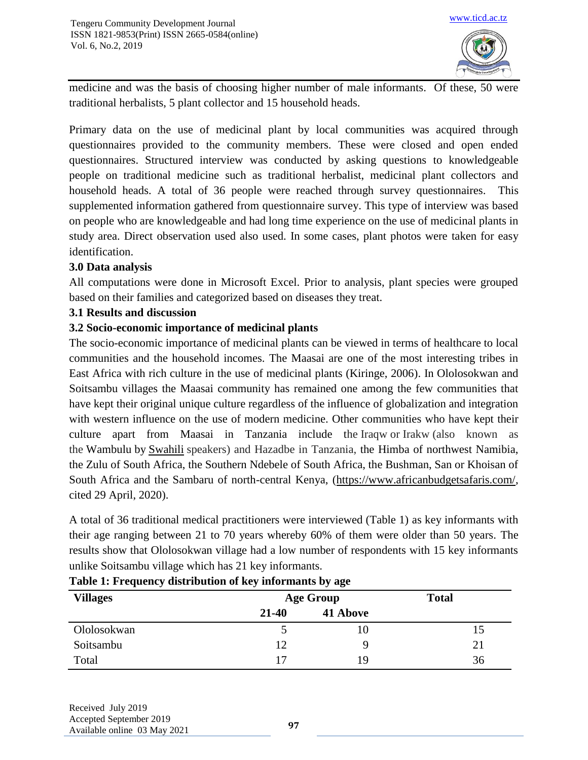medicine and was the basis of choosing higher number of male informants. Of these, 50 were traditional herbalists, 5 plant collector and 15 household heads.

Primary data on the use of medicinal plant by local communities was acquired through questionnaires provided to the community members. These were closed and open ended questionnaires. Structured interview was conducted by asking questions to knowledgeable people on traditional medicine such as traditional herbalist, medicinal plant collectors and household heads. A total of 36 people were reached through survey questionnaires. This supplemented information gathered from questionnaire survey. This type of interview was based on people who are knowledgeable and had long time experience on the use of medicinal plants in study area. Direct observation used also used. In some cases, plant photos were taken for easy identification.

## 3.0 Data analysis

All computations were done in Microsoft Excel. Prior to analysis, plant species were grouped based on their families and categorized based on diseases they treat.

## 3.1 Results and discussion

## 3.2 Socio-economic importance of medicinal plants

The socio-economic importance of medicinal plants can be viewed in terms of healthcare to local communities and the household incomes. The Maasai are one of the most interesting tribes in East Africa with rich culture in the use of medicinal plants (Kiringe, 2006). In Ololosokwan and Soitsambu villages the Maasai community has remained one among the few communities that have kept their original unique culture regardless of the influence of globalization and integration with western influence on the use of modern medicine. Other communities who have kept their culture apart from Maasai in Tanzania include the Iraqw or Irakw (also known as the Wambulu by Swahili speakers) and Hazadbe in Tanzania, the Himba of northwest Namibia, the Zulu of South Africa, the Southern Ndebele of South Africa, the Bushman, San or Khoisan of South Africa and the Sambaru of north-central Kenya, (https://www.africanbudgetsafaris.com/, cited 29 April, 2020).

A total of 36 traditional medical practitioners were interviewed (Table 1) as key informants with their age ranging between 21 to 70 years whereby 60% of them were older than 50 years. The results show that Ololosokwan village had a low number of respondents with 15 key informants unlike Soitsambu village which has 21 key informants.

**Table 1: Frequency distribution of key informants by age**

| Villages | Age Group | | Total |
|---|---|---|---|
| | 21-40 | 41 Above | |
| Ololosokwan | 5 | 10 | 15 |
| Soitsambu | 12 | 9 | 21 |
| Total | 17 | 19 | 36 |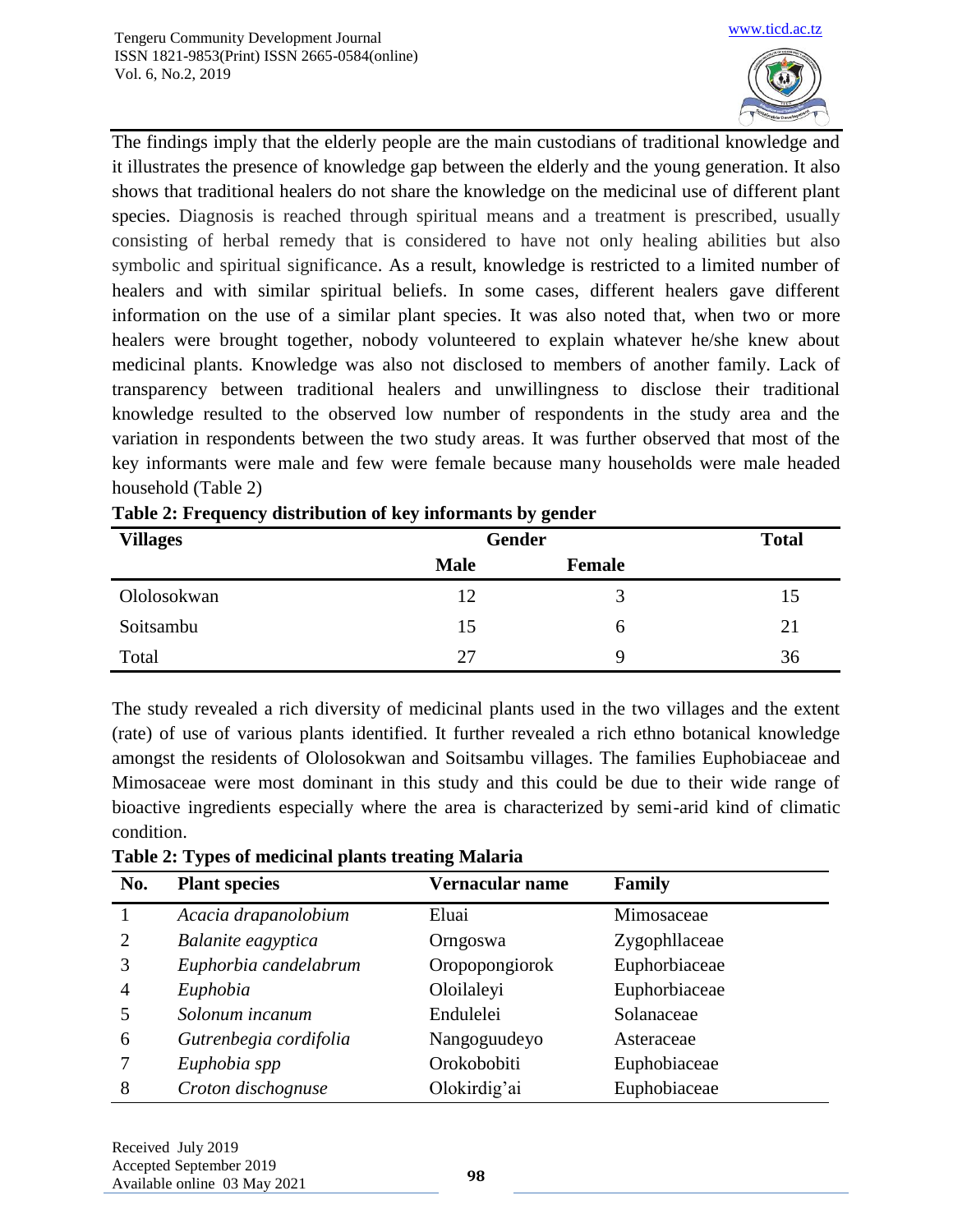The findings imply that the elderly people are the main custodians of traditional knowledge and it illustrates the presence of knowledge gap between the elderly and the young generation. It also shows that traditional healers do not share the knowledge on the medicinal use of different plant species. Diagnosis is reached through spiritual means and a treatment is prescribed, usually consisting of herbal remedy that is considered to have not only healing abilities but also symbolic and spiritual significance. As a result, knowledge is restricted to a limited number of healers and with similar spiritual beliefs. In some cases, different healers gave different information on the use of a similar plant species. It was also noted that, when two or more healers were brought together, nobody volunteered to explain whatever he/she knew about medicinal plants. Knowledge was also not disclosed to members of another family. Lack of transparency between traditional healers and unwillingness to disclose their traditional knowledge resulted to the observed low number of respondents in the study area and the variation in respondents between the two study areas. It was further observed that most of the key informants were male and few were female because many households were male headed household (Table 2)

**Table 2: Frequency distribution of key informants by gender**

| Villages | Gender | | Total |
|---|---|---|---|
| | Male | Female | |
| Ololosokwan | 12 | 3 | 15 |
| Soitsambu | 15 | 6 | 21 |
| Total | 27 | 9 | 36 |

The study revealed a rich diversity of medicinal plants used in the two villages and the extent (rate) of use of various plants identified. It further revealed a rich ethno botanical knowledge amongst the residents of Ololosokwan and Soitsambu villages. The families Euphobiaceae and Mimosaceae were most dominant in this study and this could be due to their wide range of bioactive ingredients especially where the area is characterized by semi-arid kind of climatic condition.

**Table 2: Types of medicinal plants treating Malaria**

| No. | Plant species | Vernacular name | Family |
|---|---|---|---|
| 1 | *Acacia drapanolobium* | Eluai | Mimosaceae |
| 2 | *Balanite eagyptica* | Orngoswa | Zygophllaceae |
| 3 | *Euphorbia candelabrum* | Oropopongiorok | Euphorbiaceae |
| 4 | *Euphobia* | Oloilaleyi | Euphorbiaceae |
| 5 | *Solonum incanum* | Endulelei | Solanaceae |
| 6 | *Gutrenbegia cordifolia* | Nangoguudeyo | Asteraceae |
| 7 | *Euphobia spp* | Orokobobiti | Euphobiaceae |
| 8 | *Croton dischognuse* | Olokirdig'ai | Euphobiaceae |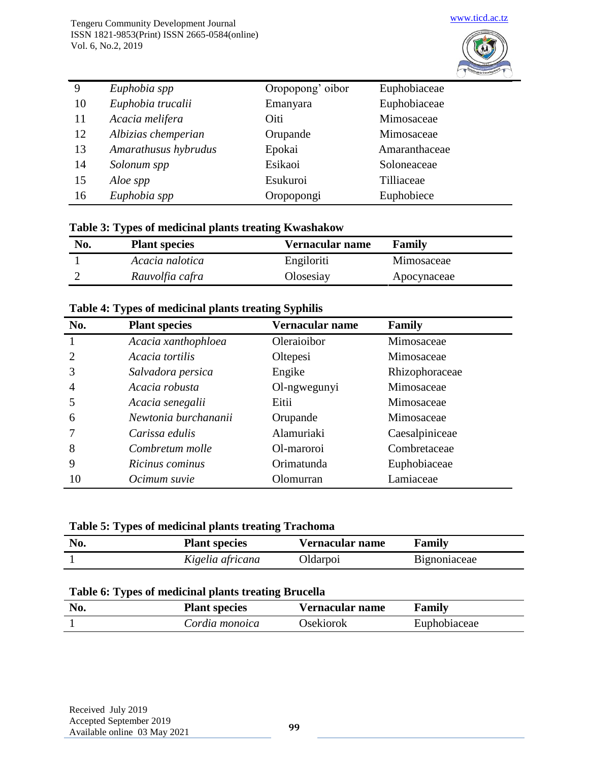| 9 | *Euphobia spp* | Oropopong' oibor | Euphobiaceae |
|---|---|---|---|
| 10 | *Euphobia trucalii* | Emanyara | Euphobiaceae |
| 11 | *Acacia melifera* | Oiti | Mimosaceae |
| 12 | *Albizias chemperian* | Orupande | Mimosaceae |
| 13 | *Amarathusus hybrudus* | Epokai | Amaranthaceae |
| 14 | *Solonum spp* | Esikaoi | Soloneaceae |
| 15 | *Aloe spp* | Esukuroi | Tilliaceae |
| 16 | *Euphobia spp* | Oropopongi | Euphobiece |

**Table 3: Types of medicinal plants treating Kwashakow**

| No. | Plant species | Vernacular name | Family |
|---|---|---|---|
| 1 | *Acacia nalotica* | Engiloriti | Mimosaceae |
| 2 | *Rauvolfia cafra* | Olosesiay | Apocynaceae |

**Table 4: Types of medicinal plants treating Syphilis**

| No. | Plant species | Vernacular name | Family |
|---|---|---|---|
| 1 | *Acacia xanthophloea* | Oleraioibor | Mimosaceae |
| 2 | *Acacia tortilis* | Oltepesi | Mimosaceae |
| 3 | *Salvadora persica* | Engike | Rhizophoraceae |
| 4 | *Acacia robusta* | Ol-ngwegunyi | Mimosaceae |
| 5 | *Acacia senegalii* | Eitii | Mimosaceae |
| 6 | *Newtonia burchananii* | Orupande | Mimosaceae |
| 7 | *Carissa edulis* | Alamuriaki | Caesalpiniceae |
| 8 | *Combretum molle* | Ol-maroroi | Combretaceae |
| 9 | *Ricinus cominus* | Orimatunda | Euphobiaceae |
| 10 | *Ocimum suvie* | Olomurran | Lamiaceae |

**Table 5: Types of medicinal plants treating Trachoma**

| No. | Plant species | Vernacular name | Family |
|---|---|---|---|
| 1 | *Kigelia africana* | Oldarpoi | Bignoniaceae |

**Table 6: Types of medicinal plants treating Brucella**

| No. | Plant species | Vernacular name | Family |
|---|---|---|---|
| 1 | *Cordia monoica* | Osekiorok | Euphobiaceae |

Received July 2019
Accepted September 2019
Available online 03 May 2021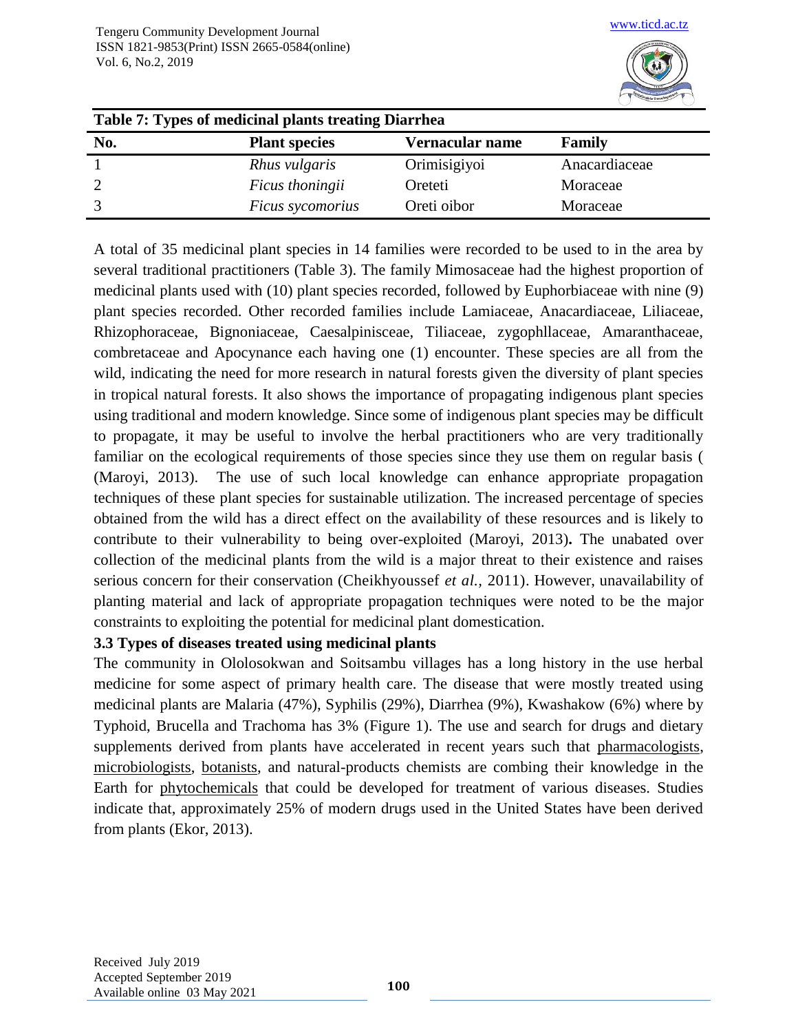**Table 7: Types of medicinal plants treating Diarrhea**

| No. | Plant species | Vernacular name | Family |
|---|---|---|---|
| 1 | *Rhus vulgaris* | Orimisigiyoi | Anacardiaceae |
| 2 | *Ficus thoningii* | Oreteti | Moraceae |
| 3 | *Ficus sycomorius* | Oreti oibor | Moraceae |

A total of 35 medicinal plant species in 14 families were recorded to be used to in the area by several traditional practitioners (Table 3). The family Mimosaceae had the highest proportion of medicinal plants used with (10) plant species recorded, followed by Euphorbiaceae with nine (9) plant species recorded. Other recorded families include Lamiaceae, Anacardiaceae, Liliaceae, Rhizophoraceae, Bignoniaceae, Caesalpinisceae, Tiliaceae, zygophllaceae, Amaranthaceae, combretaceae and Apocynance each having one (1) encounter. These species are all from the wild, indicating the need for more research in natural forests given the diversity of plant species in tropical natural forests. It also shows the importance of propagating indigenous plant species using traditional and modern knowledge. Since some of indigenous plant species may be difficult to propagate, it may be useful to involve the herbal practitioners who are very traditionally familiar on the ecological requirements of those species since they use them on regular basis ( (Maroyi, 2013). The use of such local knowledge can enhance appropriate propagation techniques of these plant species for sustainable utilization. The increased percentage of species obtained from the wild has a direct effect on the availability of these resources and is likely to contribute to their vulnerability to being over-exploited (Maroyi, 2013)**.** The unabated over collection of the medicinal plants from the wild is a major threat to their existence and raises serious concern for their conservation (Cheikhyoussef *et al.*, 2011). However, unavailability of planting material and lack of appropriate propagation techniques were noted to be the major constraints to exploiting the potential for medicinal plant domestication.

### 3.3 Types of diseases treated using medicinal plants

The community in Ololosokwan and Soitsambu villages has a long history in the use herbal medicine for some aspect of primary health care. The disease that were mostly treated using medicinal plants are Malaria (47%), Syphilis (29%), Diarrhea (9%), Kwashakow (6%) where by Typhoid, Brucella and Trachoma has 3% (Figure 1). The use and search for drugs and dietary supplements derived from plants have accelerated in recent years such that pharmacologists, microbiologists, botanists, and natural-products chemists are combing their knowledge in the Earth for phytochemicals that could be developed for treatment of various diseases. Studies indicate that, approximately 25% of modern drugs used in the United States have been derived from plants (Ekor, 2013).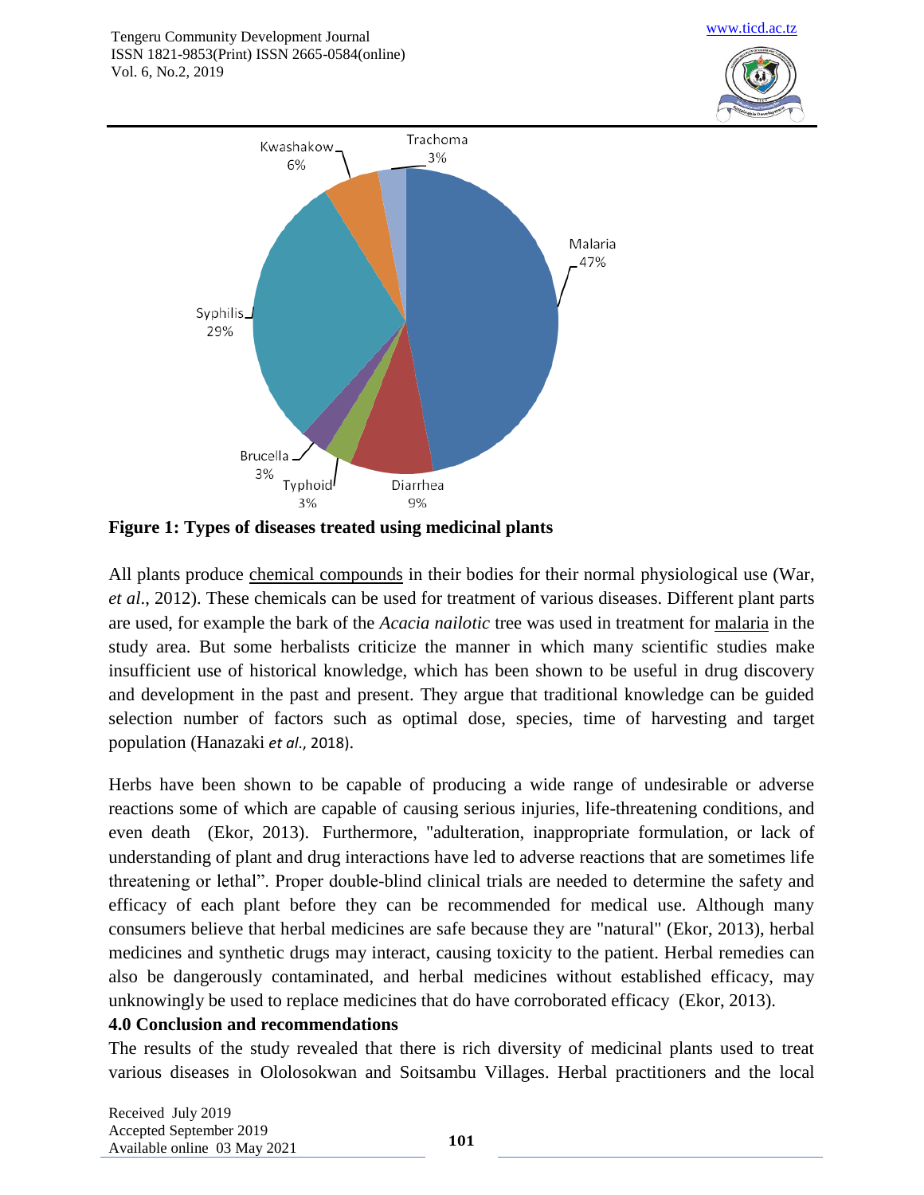**Figure 1: Types of diseases treated using medicinal plants**

All plants produce chemical compounds in their bodies for their normal physiological use (War, *et al*., 2012). These chemicals can be used for treatment of various diseases. Different plant parts are used, for example the bark of the *Acacia nailotic* tree was used in treatment for malaria in the study area. But some herbalists criticize the manner in which many scientific studies make insufficient use of historical knowledge, which has been shown to be useful in drug discovery and development in the past and present. They argue that traditional knowledge can be guided selection number of factors such as optimal dose, species, time of harvesting and target population (Hanazaki *et al.,* 2018).

Herbs have been shown to be capable of producing a wide range of undesirable or adverse reactions some of which are capable of causing serious injuries, life-threatening conditions, and even death (Ekor, 2013). Furthermore, "adulteration, inappropriate formulation, or lack of understanding of plant and drug interactions have led to adverse reactions that are sometimes life threatening or lethal". Proper double-blind clinical trials are needed to determine the safety and efficacy of each plant before they can be recommended for medical use. Although many consumers believe that herbal medicines are safe because they are "natural" (Ekor, 2013), herbal medicines and synthetic drugs may interact, causing toxicity to the patient. Herbal remedies can also be dangerously contaminated, and herbal medicines without established efficacy, may unknowingly be used to replace medicines that do have corroborated efficacy (Ekor, 2013).

## 4.0 Conclusion and recommendations

The results of the study revealed that there is rich diversity of medicinal plants used to treat various diseases in Ololosokwan and Soitsambu Villages. Herbal practitioners and the local

Received July 2019
Accepted September 2019
Available online 03 May 2021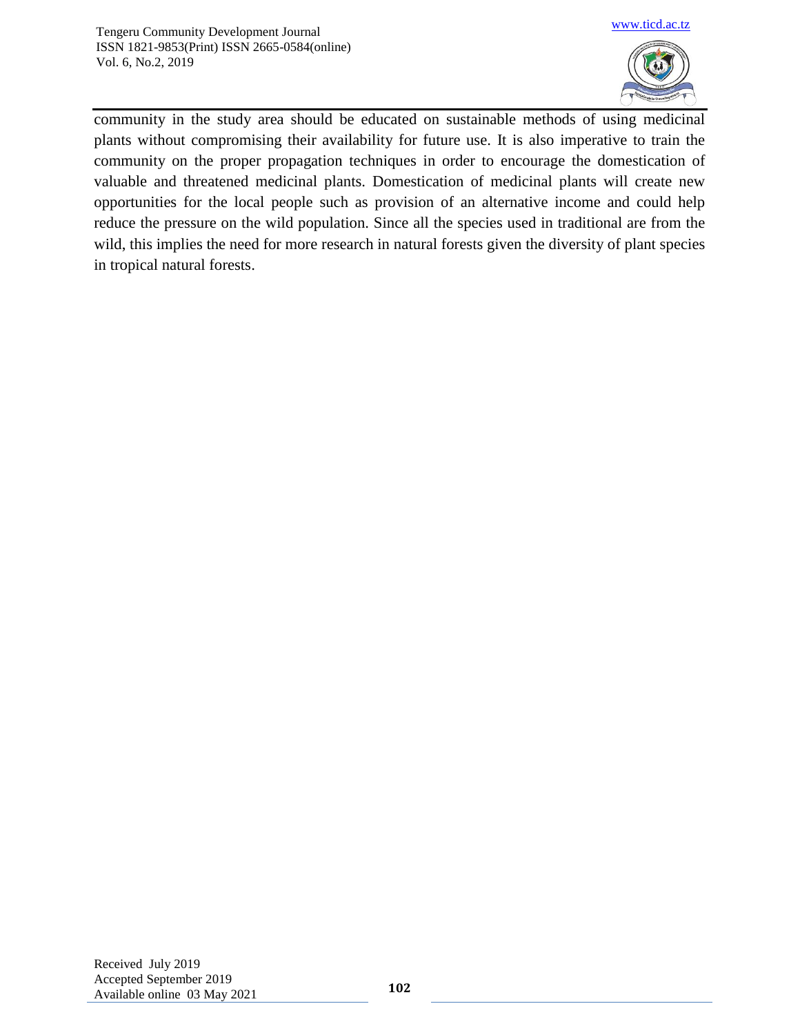community in the study area should be educated on sustainable methods of using medicinal plants without compromising their availability for future use. It is also imperative to train the community on the proper propagation techniques in order to encourage the domestication of valuable and threatened medicinal plants. Domestication of medicinal plants will create new opportunities for the local people such as provision of an alternative income and could help reduce the pressure on the wild population. Since all the species used in traditional are from the wild, this implies the need for more research in natural forests given the diversity of plant species in tropical natural forests.

Received July 2019
Accepted September 2019
Available online 03 May 2021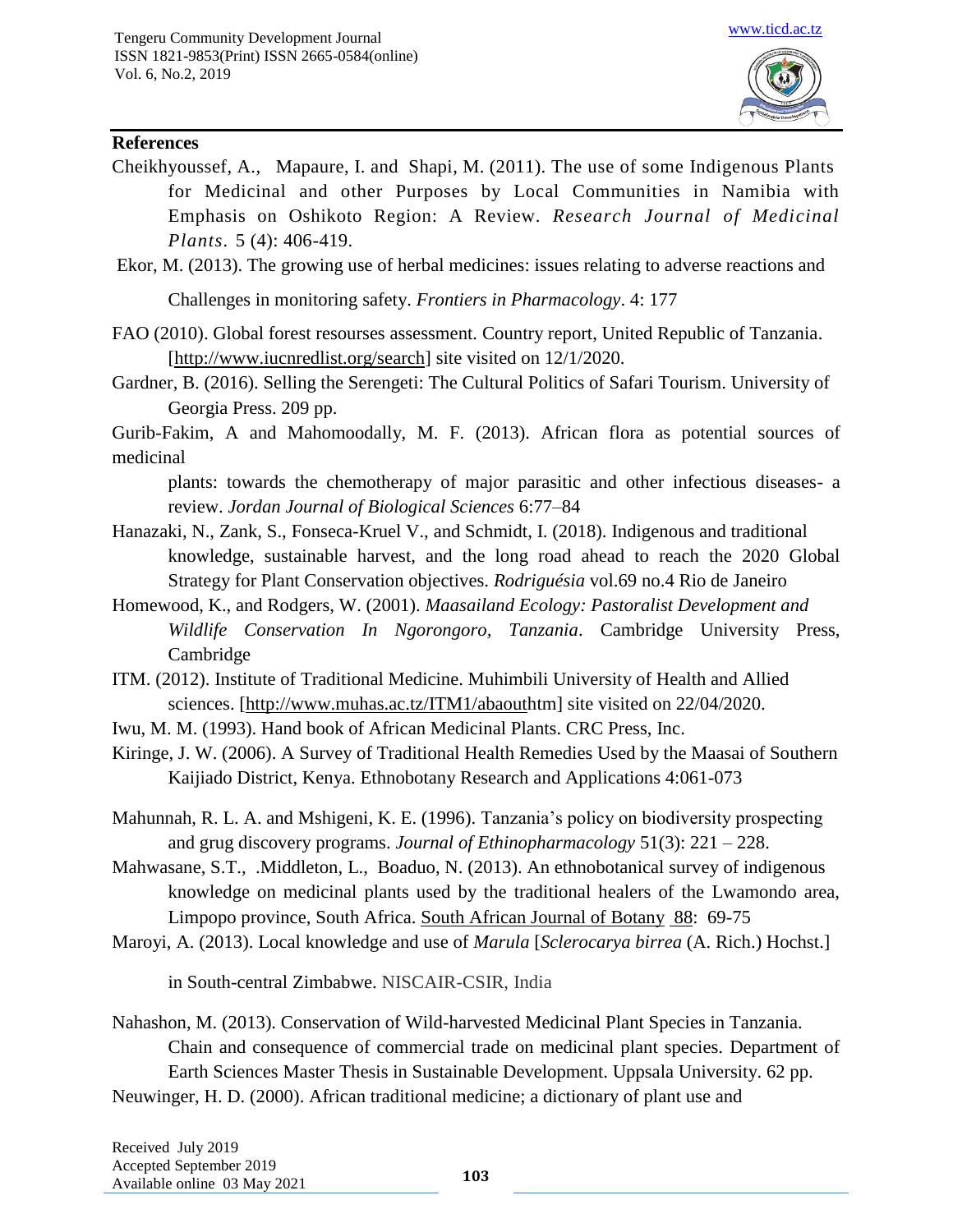## References

Cheikhyoussef, A., Mapaure, I. and Shapi, M. (2011). The use of some Indigenous Plants for Medicinal and other Purposes by Local Communities in Namibia with Emphasis on Oshikoto Region: A Review. *Research Journal of Medicinal Plants*. 5 (4): 406-419.

Ekor, M. (2013). The growing use of herbal medicines: issues relating to adverse reactions and Challenges in monitoring safety. *Frontiers in Pharmacology*. 4: 177

FAO (2010). Global forest resourses assessment. Country report, United Republic of Tanzania. [http://www.iucnredlist.org/search] site visited on 12/1/2020.

Gardner, B. (2016). Selling the Serengeti: The Cultural Politics of Safari Tourism. University of Georgia Press. 209 pp.

Gurib-Fakim, A and Mahomoodally, M. F. (2013). African flora as potential sources of medicinal plants: towards the chemotherapy of major parasitic and other infectious diseases- a review. *Jordan Journal of Biological Sciences* 6:77–84

Hanazaki, N., Zank, S., Fonseca-Kruel V., and Schmidt, I. (2018). Indigenous and traditional knowledge, sustainable harvest, and the long road ahead to reach the 2020 Global Strategy for Plant Conservation objectives. *Rodriguésia* vol.69 no.4 Rio de Janeiro

Homewood, K., and Rodgers, W. (2001). *Maasailand Ecology: Pastoralist Development and Wildlife Conservation In Ngorongoro, Tanzania*. Cambridge University Press, Cambridge

ITM. (2012). Institute of Traditional Medicine. Muhimbili University of Health and Allied sciences. [http://www.muhas.ac.tz/ITM1/abaouthtm] site visited on 22/04/2020.

Iwu, M. M. (1993). Hand book of African Medicinal Plants. CRC Press, Inc.

Kiringe, J. W. (2006). A Survey of Traditional Health Remedies Used by the Maasai of Southern Kaijiado District, Kenya. Ethnobotany Research and Applications 4:061-073

Mahunnah, R. L. A. and Mshigeni, K. E. (1996). Tanzania's policy on biodiversity prospecting and grug discovery programs. *Journal of Ethinopharmacology* 51(3): 221 – 228.

Mahwasane, S.T., .Middleton, L., Boaduo, N. (2013). An ethnobotanical survey of indigenous knowledge on medicinal plants used by the traditional healers of the Lwamondo area, Limpopo province, South Africa. South African Journal of Botany 88: 69-75

Maroyi, A. (2013). Local knowledge and use of *Marula* [*Sclerocarya birrea* (A. Rich.) Hochst.] in South-central Zimbabwe. NISCAIR-CSIR, India

Nahashon, M. (2013). Conservation of Wild-harvested Medicinal Plant Species in Tanzania. Chain and consequence of commercial trade on medicinal plant species. Department of Earth Sciences Master Thesis in Sustainable Development. Uppsala University. 62 pp.

Neuwinger, H. D. (2000). African traditional medicine; a dictionary of plant use and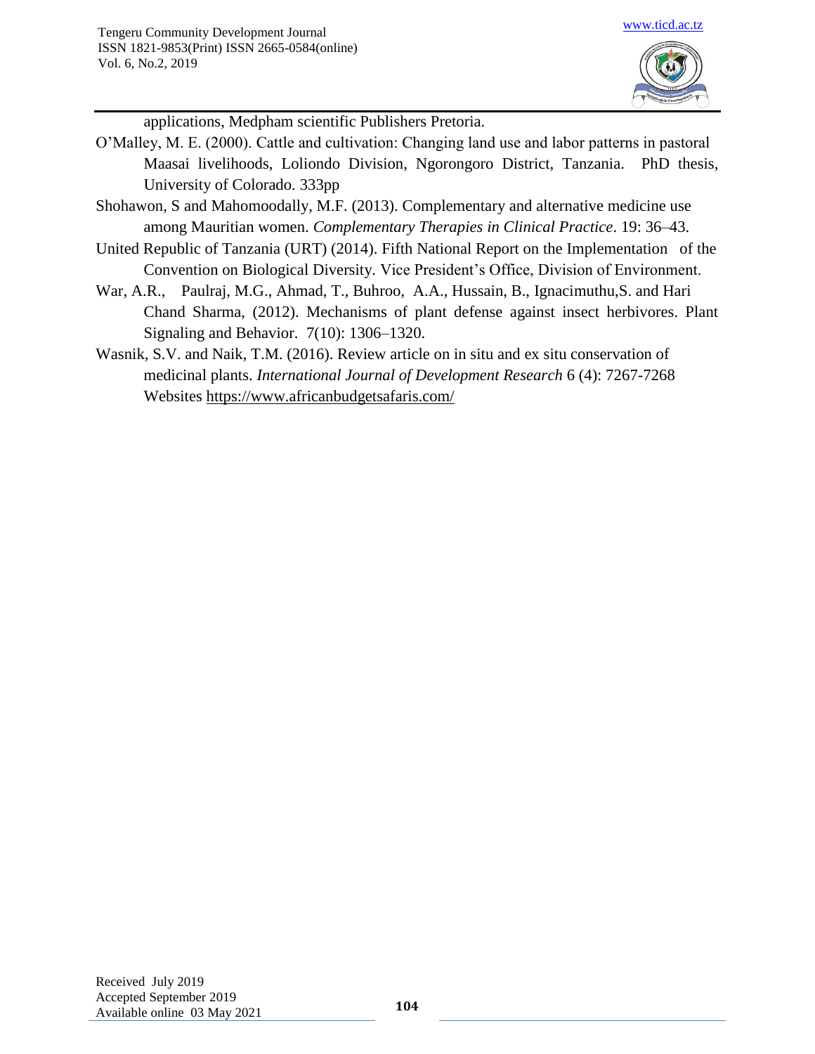applications, Medpham scientific Publishers Pretoria.

O'Malley, M. E. (2000). Cattle and cultivation: Changing land use and labor patterns in pastoral Maasai livelihoods, Loliondo Division, Ngorongoro District, Tanzania. PhD thesis, University of Colorado. 333pp

Shohawon, S and Mahomoodally, M.F. (2013). Complementary and alternative medicine use among Mauritian women. *Complementary Therapies in Clinical Practice*. 19: 36–43.

United Republic of Tanzania (URT) (2014). Fifth National Report on the Implementation of the Convention on Biological Diversity. Vice President's Office, Division of Environment.

War, A.R., Paulraj, M.G., Ahmad, T., Buhroo, A.A., Hussain, B., Ignacimuthu,S. and Hari Chand Sharma, (2012). Mechanisms of plant defense against insect herbivores. Plant Signaling and Behavior. 7(10): 1306–1320.

Wasnik, S.V. and Naik, T.M. (2016). Review article on in situ and ex situ conservation of medicinal plants. *International Journal of Development Research* 6 (4): 7267-7268

Websites https://www.africanbudgetsafaris.com/

Received July 2019
Accepted September 2019
Available online 03 May 2021